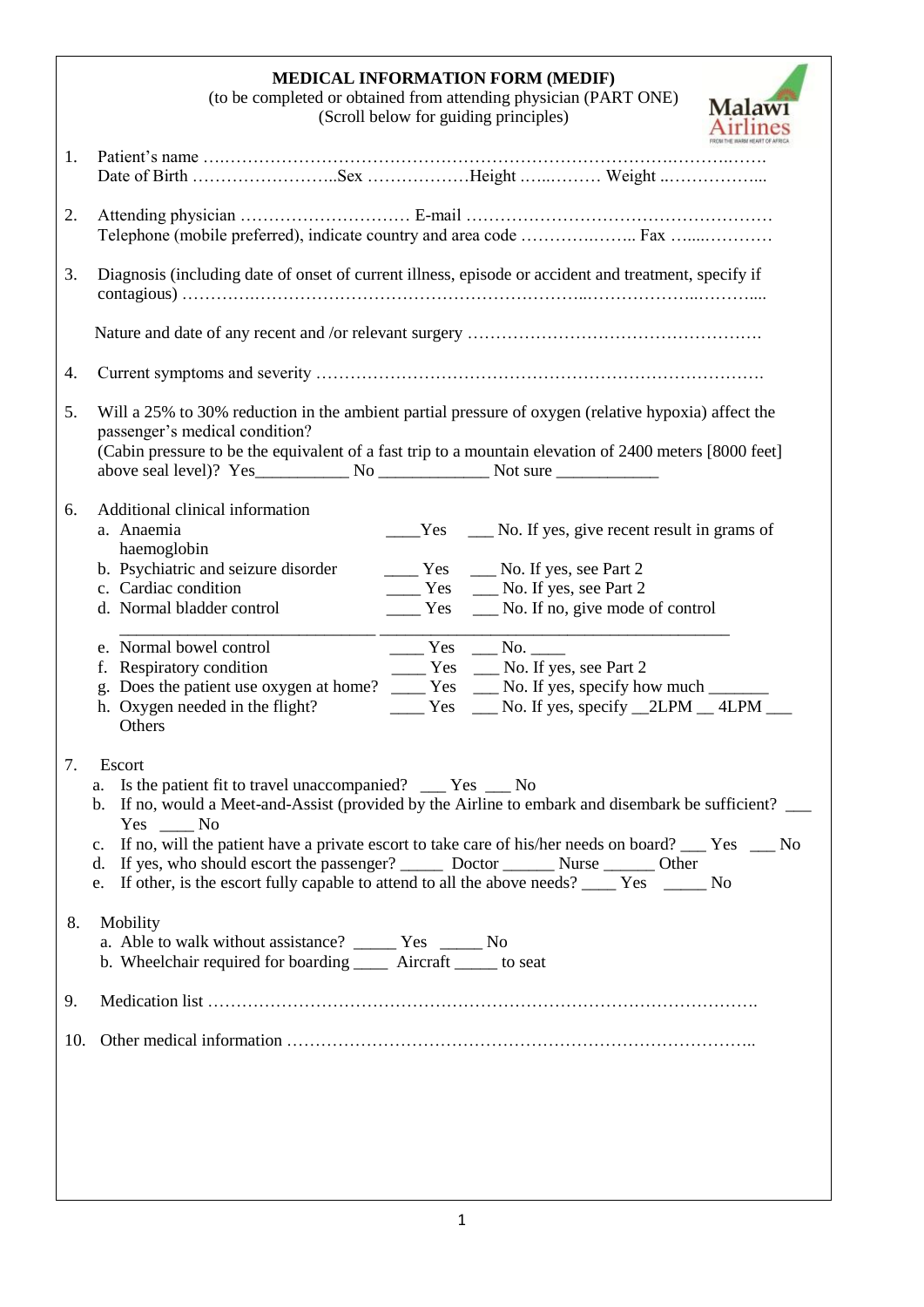# MEDICAL INFORMATION FORM (MEDIF)

(to be completed or obtained from attending physician (PART ONE)
(Scroll below for guiding principles)

1. Patient's name ….………………………………………………………………….……….…….
   Date of Birth ……………………..Sex ………………Height …...……… Weight ..……………...

2. Attending physician ………………………… E-mail ………………………………………………
   Telephone (mobile preferred), indicate country and area code ………….…….. Fax …....…………

3. Diagnosis (including date of onset of current illness, episode or accident and treatment, specify if contagious) …………..……………….…………………………………..………………..………....

   Nature and date of any recent and /or relevant surgery …………………………………………….

4. Current symptoms and severity …………………………………………………………………….

5. Will a 25% to 30% reduction in the ambient partial pressure of oxygen (relative hypoxia) affect the passenger's medical condition?
   (Cabin pressure to be the equivalent of a fast trip to a mountain elevation of 2400 meters [8000 feet] above seal level)? Yes__________ No ____________ Not sure ___________

6. Additional clinical information
   a. Anaemia ____Yes ___ No. If yes, give recent result in grams of haemoglobin
   b. Psychiatric and seizure disorder ____ Yes ___ No. If yes, see Part 2
   c. Cardiac condition ____ Yes ___ No. If yes, see Part 2
   d. Normal bladder control ____ Yes ___ No. If no, give mode of control
   _____________________________________________________________________
   e. Normal bowel control ____ Yes ___ No. ____
   f. Respiratory condition ____ Yes ___ No. If yes, see Part 2
   g. Does the patient use oxygen at home? ____ Yes ___ No. If yes, specify how much _______
   h. Oxygen needed in the flight? ____ Yes ___ No. If yes, specify __2LPM __ 4LPM ___
   Others

7. Escort
   a. Is the patient fit to travel unaccompanied? ___ Yes ___ No
   b. If no, would a Meet-and-Assist (provided by the Airline to embark and disembark be sufficient? ___ Yes ____ No
   c. If no, will the patient have a private escort to take care of his/her needs on board? ___ Yes ___ No
   d. If yes, who should escort the passenger? _____ Doctor ______ Nurse ______ Other
   e. If other, is the escort fully capable to attend to all the above needs? ____ Yes _____ No

8. Mobility
   a. Able to walk without assistance? _____ Yes _____ No
   b. Wheelchair required for boarding ____ Aircraft _____ to seat

9. Medication list ……………………………………………………………………….………………….

10. Other medical information ………………………………………………………………………..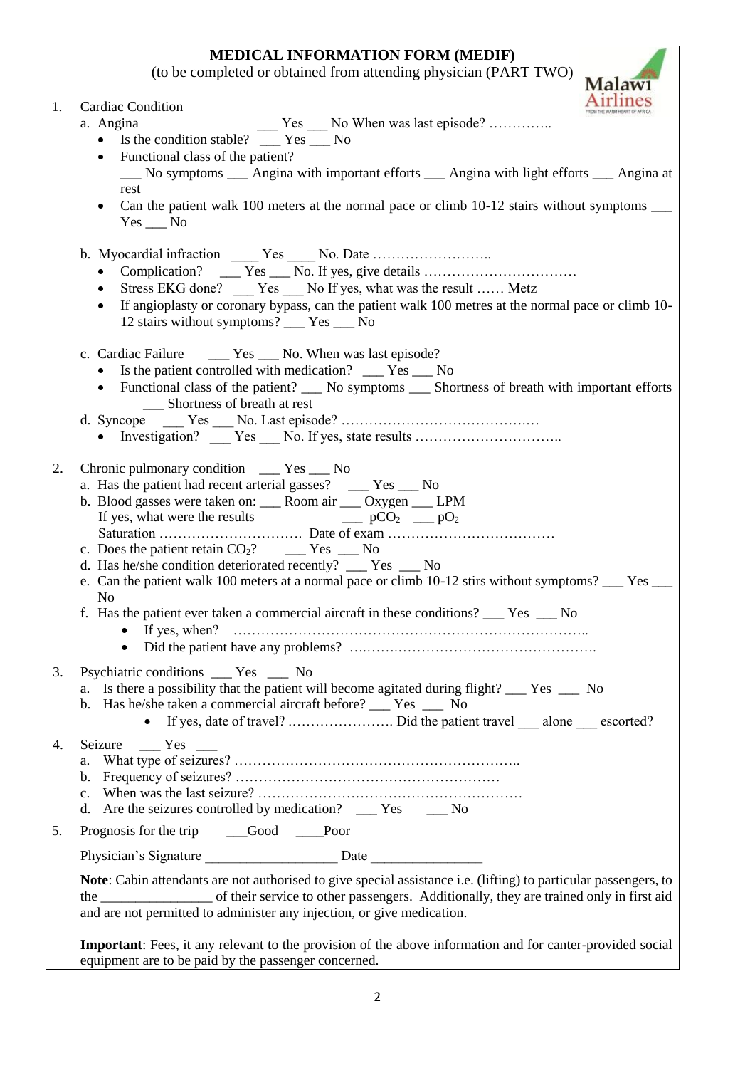# MEDICAL INFORMATION FORM (MEDIF)

(to be completed or obtained from attending physician (PART TWO)

Malawi Airlines

1. Cardiac Condition
   a. Angina ___ Yes ___ No When was last episode? …………..
      - Is the condition stable? ___ Yes ___ No
      - Functional class of the patient?
        ___ No symptoms ___ Angina with important efforts ___ Angina with light efforts ___ Angina at rest
      - Can the patient walk 100 meters at the normal pace or climb 10-12 stairs without symptoms ___ Yes ___ No

   b. Myocardial infraction ____ Yes ____ No. Date ……………………..
      - Complication? ___ Yes ___ No. If yes, give details ……………………………
      - Stress EKG done? ___ Yes ___ No If yes, what was the result …… Metz
      - If angioplasty or coronary bypass, can the patient walk 100 metres at the normal pace or climb 10-12 stairs without symptoms? ___ Yes ___ No

   c. Cardiac Failure ___ Yes ___ No. When was last episode?
      - Is the patient controlled with medication? ___ Yes ___ No
      - Functional class of the patient? ___ No symptoms ___ Shortness of breath with important efforts ___ Shortness of breath at rest

   d. Syncope ___ Yes ___ No. Last episode? ……………………………………..
      - Investigation? ___ Yes ___ No. If yes, state results …………………………..

2. Chronic pulmonary condition ___ Yes ___ No
   a. Has the patient had recent arterial gasses? ___ Yes ___ No
   b. Blood gasses were taken on: ___ Room air ___ Oxygen ___ LPM
      If yes, what were the results ___ $pCO_2$ ___ $pO_2$
      Saturation …………………………. Date of exam ………………………………
   c. Does the patient retain $CO_2$? ___ Yes ___ No
   d. Has he/she condition deteriorated recently? ___ Yes ___ No
   e. Can the patient walk 100 meters at a normal pace or climb 10-12 stirs without symptoms? ___ Yes ___ No
   f. Has the patient ever taken a commercial aircraft in these conditions? ___ Yes ___ No
      - If yes, when? …………………………………………………………………..
      - Did the patient have any problems? ….…….……………………………………..

3. Psychiatric conditions ___ Yes ___ No
   a. Is there a possibility that the patient will become agitated during flight? ___ Yes ___ No
   b. Has he/she taken a commercial aircraft before? ___ Yes ___ No
      - If yes, date of travel? …………………. Did the patient travel ___ alone ___ escorted?

4. Seizure ___ Yes ___
   a. What type of seizures? ……………………………………………………..
   b. Frequency of seizures? …………………………………………………
   c. When was the last seizure? …………………………………………………
   d. Are the seizures controlled by medication? ___ Yes ___ No

5. Prognosis for the trip ___Good ____Poor

Physician's Signature __________________ Date _______________

**Note**: Cabin attendants are not authorised to give special assistance i.e. (lifting) to particular passengers, to the _______________ of their service to other passengers. Additionally, they are trained only in first aid and are not permitted to administer any injection, or give medication.

**Important**: Fees, it any relevant to the provision of the above information and for canter-provided social equipment are to be paid by the passenger concerned.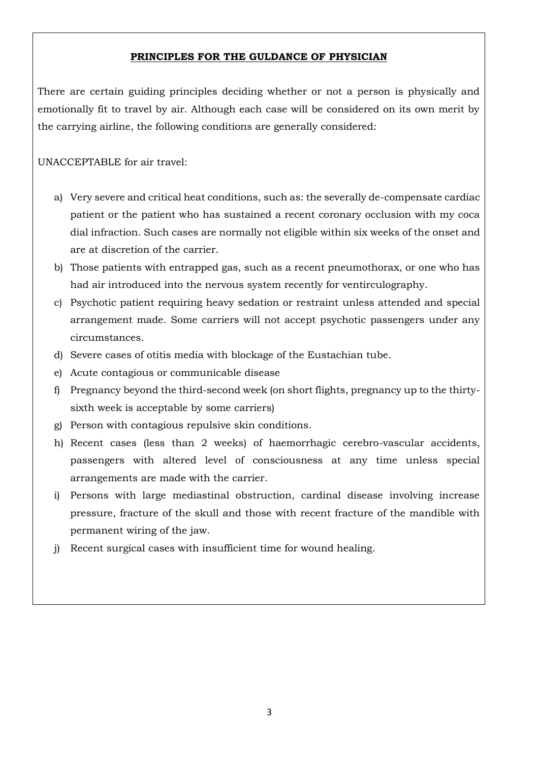**PRINCIPLES FOR THE GULDANCE OF PHYSICIAN**

There are certain guiding principles deciding whether or not a person is physically and emotionally fit to travel by air. Although each case will be considered on its own merit by the carrying airline, the following conditions are generally considered:

UNACCEPTABLE for air travel:

a) Very severe and critical heat conditions, such as: the severally de-compensate cardiac patient or the patient who has sustained a recent coronary occlusion with my coca dial infraction. Such cases are normally not eligible within six weeks of the onset and are at discretion of the carrier.
b) Those patients with entrapped gas, such as a recent pneumothorax, or one who has had air introduced into the nervous system recently for ventirculography.
c) Psychotic patient requiring heavy sedation or restraint unless attended and special arrangement made. Some carriers will not accept psychotic passengers under any circumstances.
d) Severe cases of otitis media with blockage of the Eustachian tube.
e) Acute contagious or communicable disease
f) Pregnancy beyond the third-second week (on short flights, pregnancy up to the thirty-sixth week is acceptable by some carriers)
g) Person with contagious repulsive skin conditions.
h) Recent cases (less than 2 weeks) of haemorrhagic cerebro-vascular accidents, passengers with altered level of consciousness at any time unless special arrangements are made with the carrier.
i) Persons with large mediastinal obstruction, cardinal disease involving increase pressure, fracture of the skull and those with recent fracture of the mandible with permanent wiring of the jaw.
j) Recent surgical cases with insufficient time for wound healing.